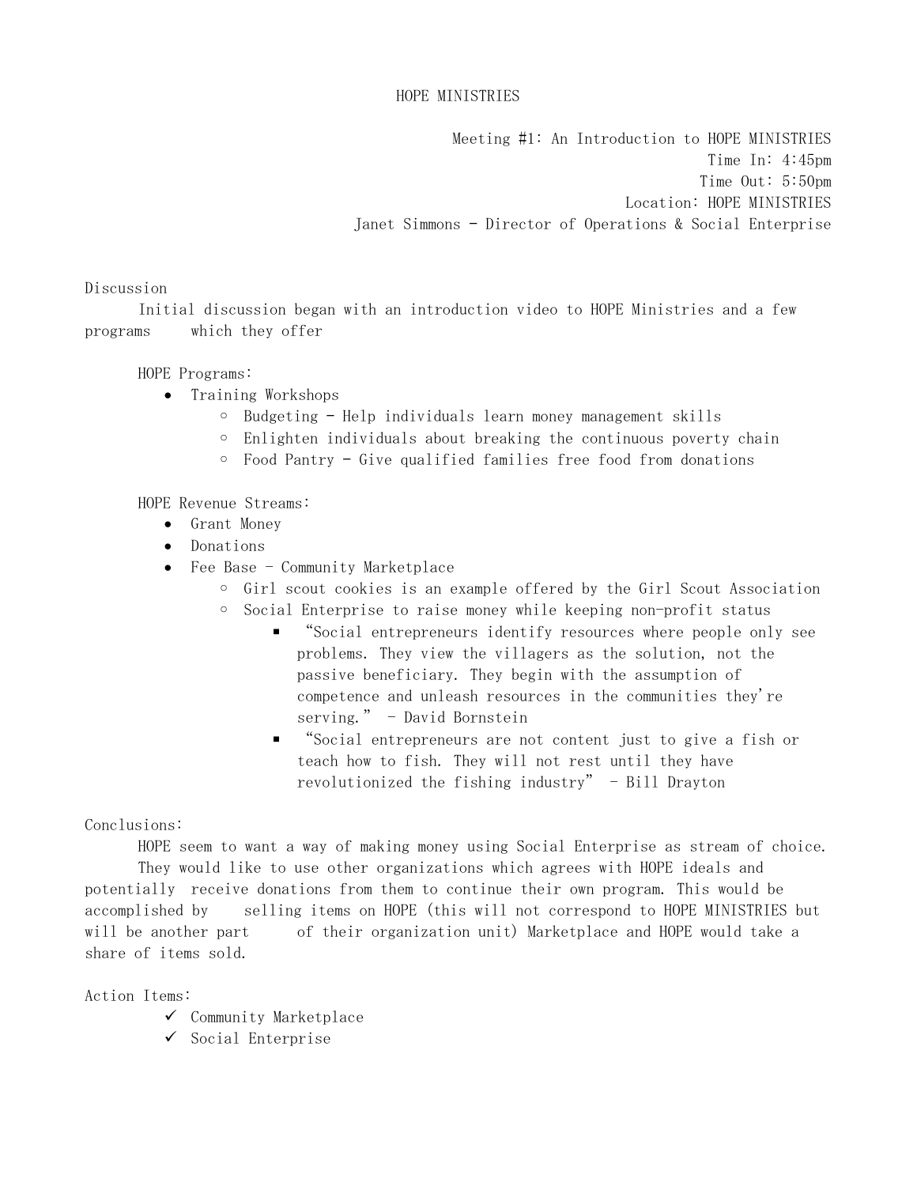# HOPE MINISTRIES

Meeting #1: An Introduction to HOPE MINISTRIES
Time In: 4:45pm
Time Out: 5:50pm
Location: HOPE MINISTRIES
Janet Simmons - Director of Operations & Social Enterprise

## Discussion

Initial discussion began with an introduction video to HOPE Ministries and a few programs which they offer

HOPE Programs:

- Training Workshops
  - Budgeting - Help individuals learn money management skills
  - Enlighten individuals about breaking the continuous poverty chain
  - Food Pantry - Give qualified families free food from donations

HOPE Revenue Streams:

- Grant Money
- Donations
- Fee Base - Community Marketplace
  - Girl scout cookies is an example offered by the Girl Scout Association
  - Social Enterprise to raise money while keeping non-profit status
    - "Social entrepreneurs identify resources where people only see problems. They view the villagers as the solution, not the passive beneficiary. They begin with the assumption of competence and unleash resources in the communities they're serving." - David Bornstein
    - "Social entrepreneurs are not content just to give a fish or teach how to fish. They will not rest until they have revolutionized the fishing industry" - Bill Drayton

## Conclusions:

HOPE seem to want a way of making money using Social Enterprise as stream of choice. They would like to use other organizations which agrees with HOPE ideals and potentially receive donations from them to continue their own program. This would be accomplished by selling items on HOPE (this will not correspond to HOPE MINISTRIES but will be another part of their organization unit) Marketplace and HOPE would take a share of items sold.

## Action Items:

- ✓ Community Marketplace
- ✓ Social Enterprise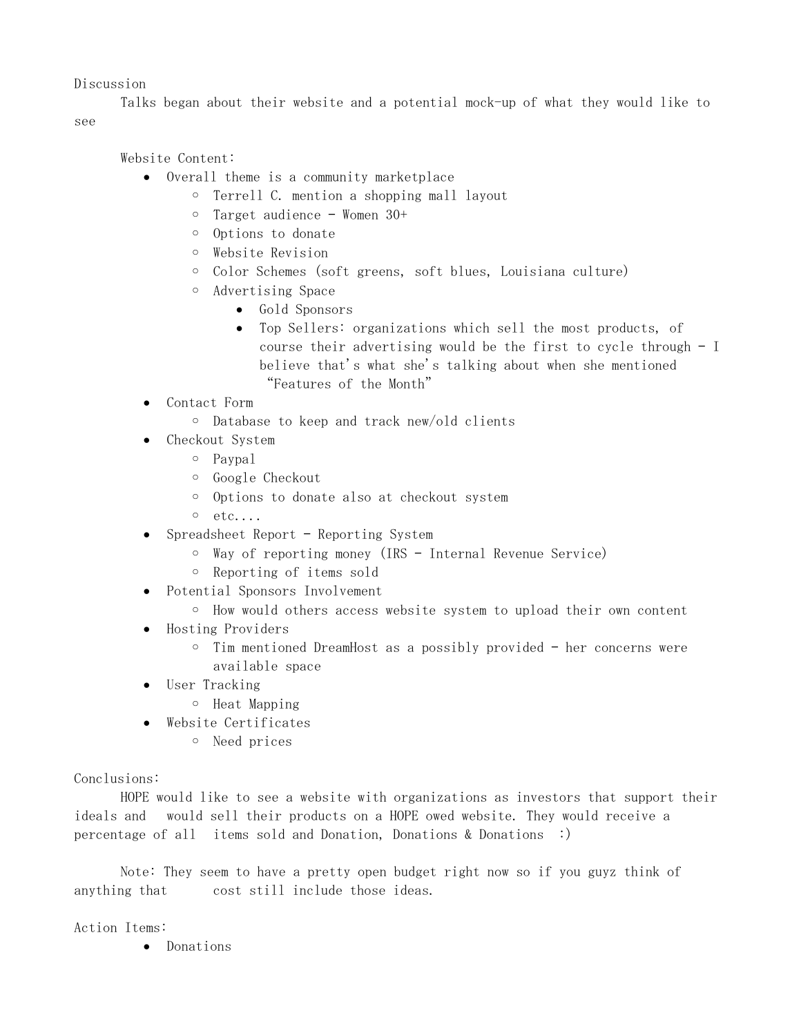Discussion

Talks began about their website and a potential mock-up of what they would like to see

Website Content:

- Overall theme is a community marketplace
  - Terrell C. mention a shopping mall layout
  - Target audience - Women 30+
  - Options to donate
  - Website Revision
  - Color Schemes (soft greens, soft blues, Louisiana culture)
  - Advertising Space
    - Gold Sponsors
    - Top Sellers: organizations which sell the most products, of course their advertising would be the first to cycle through - I believe that's what she's talking about when she mentioned "Features of the Month"
- Contact Form
  - Database to keep and track new/old clients
- Checkout System
  - Paypal
  - Google Checkout
  - Options to donate also at checkout system
  - etc....
- Spreadsheet Report - Reporting System
  - Way of reporting money (IRS - Internal Revenue Service)
  - Reporting of items sold
- Potential Sponsors Involvement
  - How would others access website system to upload their own content
- Hosting Providers
  - Tim mentioned DreamHost as a possibly provided - her concerns were available space
- User Tracking
  - Heat Mapping
- Website Certificates
  - Need prices

Conclusions:

HOPE would like to see a website with organizations as investors that support their ideals and would sell their products on a HOPE owed website. They would receive a percentage of all items sold and Donation, Donations & Donations :)

Note: They seem to have a pretty open budget right now so if you guyz think of anything that cost still include those ideas.

Action Items:

- Donations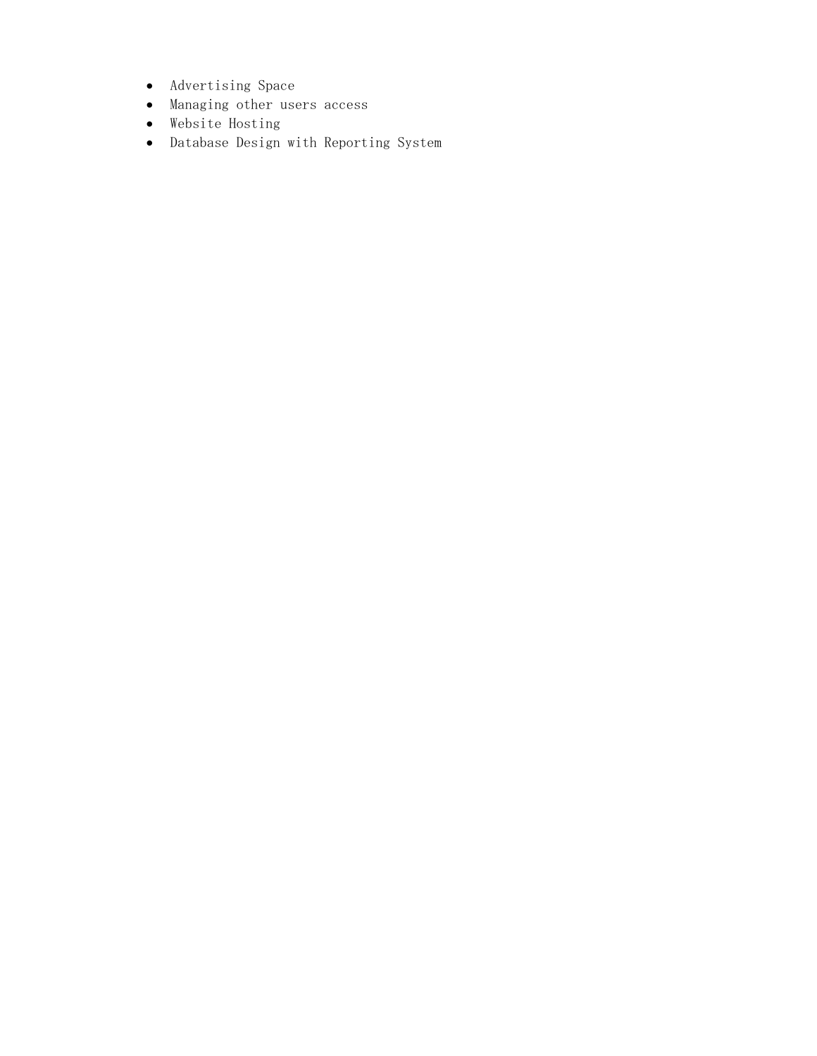- Advertising Space
- Managing other users access
- Website Hosting
- Database Design with Reporting System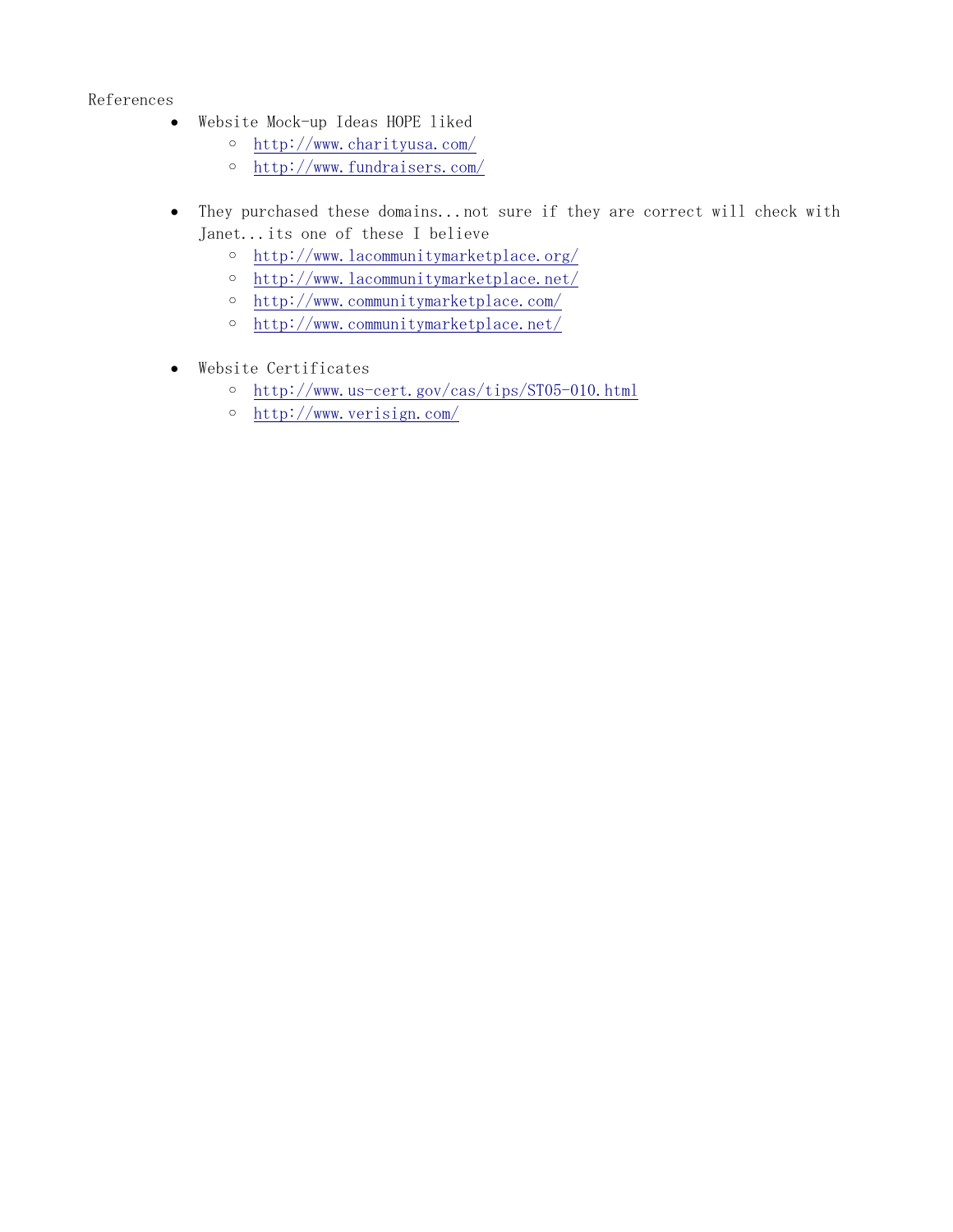References

- Website Mock-up Ideas HOPE liked
  - http://www.charityusa.com/
  - http://www.fundraisers.com/

- They purchased these domains...not sure if they are correct will check with Janet...its one of these I believe
  - http://www.lacommunitymarketplace.org/
  - http://www.lacommunitymarketplace.net/
  - http://www.communitymarketplace.com/
  - http://www.communitymarketplace.net/

- Website Certificates
  - http://www.us-cert.gov/cas/tips/ST05-010.html
  - http://www.verisign.com/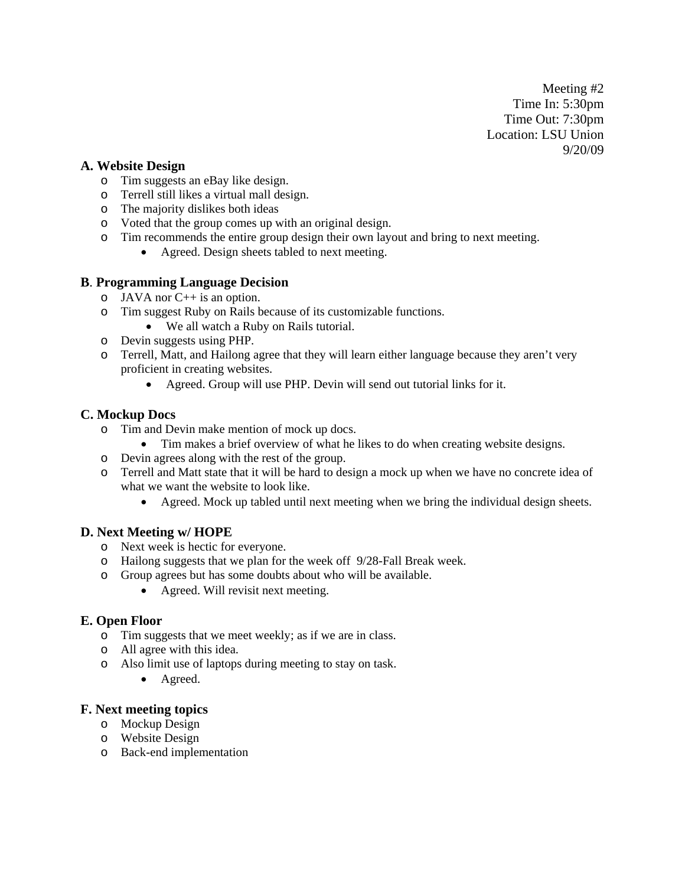Meeting #2
Time In: 5:30pm
Time Out: 7:30pm
Location: LSU Union
9/20/09

### A. Website Design

- Tim suggests an eBay like design.
- Terrell still likes a virtual mall design.
- The majority dislikes both ideas
- Voted that the group comes up with an original design.
- Tim recommends the entire group design their own layout and bring to next meeting.
  - Agreed. Design sheets tabled to next meeting.

### B. Programming Language Decision

- JAVA nor C++ is an option.
- Tim suggest Ruby on Rails because of its customizable functions.
  - We all watch a Ruby on Rails tutorial.
- Devin suggests using PHP.
- Terrell, Matt, and Hailong agree that they will learn either language because they aren't very proficient in creating websites.
  - Agreed. Group will use PHP. Devin will send out tutorial links for it.

### C. Mockup Docs

- Tim and Devin make mention of mock up docs.
  - Tim makes a brief overview of what he likes to do when creating website designs.
- Devin agrees along with the rest of the group.
- Terrell and Matt state that it will be hard to design a mock up when we have no concrete idea of what we want the website to look like.
  - Agreed. Mock up tabled until next meeting when we bring the individual design sheets.

### D. Next Meeting w/ HOPE

- Next week is hectic for everyone.
- Hailong suggests that we plan for the week off 9/28-Fall Break week.
- Group agrees but has some doubts about who will be available.
  - Agreed. Will revisit next meeting.

### E. Open Floor

- Tim suggests that we meet weekly; as if we are in class.
- All agree with this idea.
- Also limit use of laptops during meeting to stay on task.
  - Agreed.

### F. Next meeting topics

- Mockup Design
- Website Design
- Back-end implementation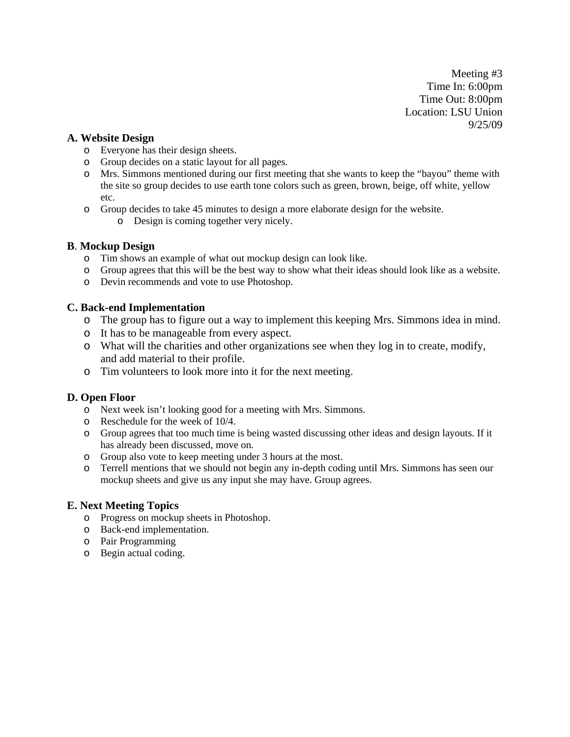Meeting #3
Time In: 6:00pm
Time Out: 8:00pm
Location: LSU Union
9/25/09

**A. Website Design**

- Everyone has their design sheets.
- Group decides on a static layout for all pages.
- Mrs. Simmons mentioned during our first meeting that she wants to keep the "bayou" theme with the site so group decides to use earth tone colors such as green, brown, beige, off white, yellow etc.
- Group decides to take 45 minutes to design a more elaborate design for the website.
  - Design is coming together very nicely.

**B. Mockup Design**

- Tim shows an example of what out mockup design can look like.
- Group agrees that this will be the best way to show what their ideas should look like as a website.
- Devin recommends and vote to use Photoshop.

**C. Back-end Implementation**

- The group has to figure out a way to implement this keeping Mrs. Simmons idea in mind.
- It has to be manageable from every aspect.
- What will the charities and other organizations see when they log in to create, modify, and add material to their profile.
- Tim volunteers to look more into it for the next meeting.

**D. Open Floor**

- Next week isn't looking good for a meeting with Mrs. Simmons.
- Reschedule for the week of 10/4.
- Group agrees that too much time is being wasted discussing other ideas and design layouts. If it has already been discussed, move on.
- Group also vote to keep meeting under 3 hours at the most.
- Terrell mentions that we should not begin any in-depth coding until Mrs. Simmons has seen our mockup sheets and give us any input she may have. Group agrees.

**E. Next Meeting Topics**

- Progress on mockup sheets in Photoshop.
- Back-end implementation.
- Pair Programming
- Begin actual coding.